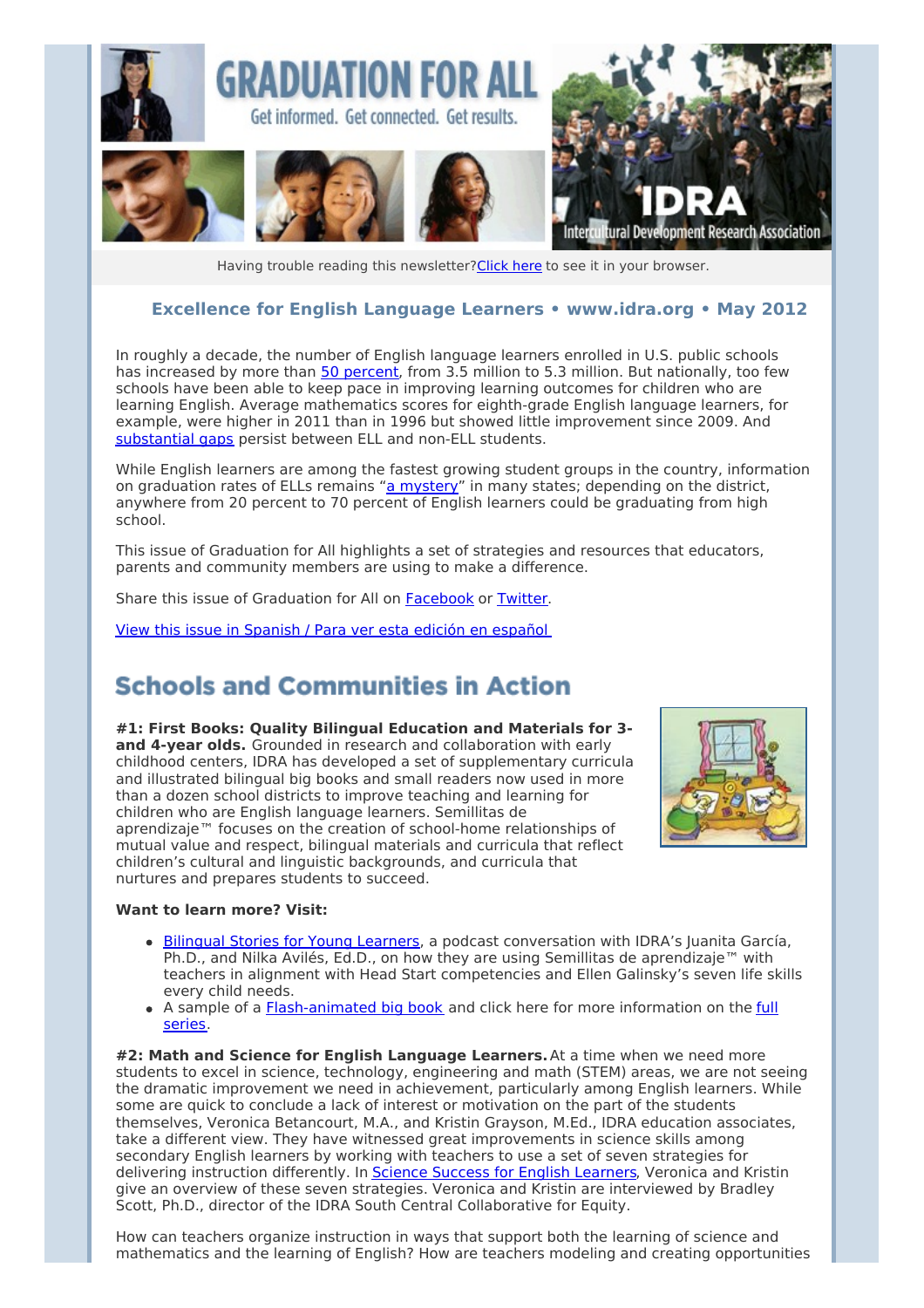# GRADUATION FOR ALL

Get informed. Get connected. Get results.

IDRA Intercultural Development Research Association

Having trouble reading this newsletter? Click here to see it in your browser.

### Excellence for English Language Learners • www.idra.org • May 2012

In roughly a decade, the number of English language learners enrolled in U.S. public schools has increased by more than 50 percent, from 3.5 million to 5.3 million. But nationally, too few schools have been able to keep pace in improving learning outcomes for children who are learning English. Average mathematics scores for eighth-grade English language learners, for example, were higher in 2011 than in 1996 but showed little improvement since 2009. And substantial gaps persist between ELL and non-ELL students.

While English learners are among the fastest growing student groups in the country, information on graduation rates of ELLs remains "a mystery" in many states; depending on the district, anywhere from 20 percent to 70 percent of English learners could be graduating from high school.

This issue of Graduation for All highlights a set of strategies and resources that educators, parents and community members are using to make a difference.

Share this issue of Graduation for All on Facebook or Twitter.

View this issue in Spanish / Para ver esta edición en español

## Schools and Communities in Action

**#1: First Books: Quality Bilingual Education and Materials for 3- and 4-year olds.** Grounded in research and collaboration with early childhood centers, IDRA has developed a set of supplementary curricula and illustrated bilingual big books and small readers now used in more than a dozen school districts to improve teaching and learning for children who are English language learners. Semillitas de aprendizaje™ focuses on the creation of school-home relationships of mutual value and respect, bilingual materials and curricula that reflect children's cultural and linguistic backgrounds, and curricula that nurtures and prepares students to succeed.

**Want to learn more? Visit:**

- Bilingual Stories for Young Learners, a podcast conversation with IDRA's Juanita García, Ph.D., and Nilka Avilés, Ed.D., on how they are using Semillitas de aprendizaje™ with teachers in alignment with Head Start competencies and Ellen Galinsky's seven life skills every child needs.
- A sample of a Flash-animated big book and click here for more information on the full series.

**#2: Math and Science for English Language Learners.** At a time when we need more students to excel in science, technology, engineering and math (STEM) areas, we are not seeing the dramatic improvement we need in achievement, particularly among English learners. While some are quick to conclude a lack of interest or motivation on the part of the students themselves, Veronica Betancourt, M.A., and Kristin Grayson, M.Ed., IDRA education associates, take a different view. They have witnessed great improvements in science skills among secondary English learners by working with teachers to use a set of seven strategies for delivering instruction differently. In Science Success for English Learners, Veronica and Kristin give an overview of these seven strategies. Veronica and Kristin are interviewed by Bradley Scott, Ph.D., director of the IDRA South Central Collaborative for Equity.

How can teachers organize instruction in ways that support both the learning of science and mathematics and the learning of English? How are teachers modeling and creating opportunities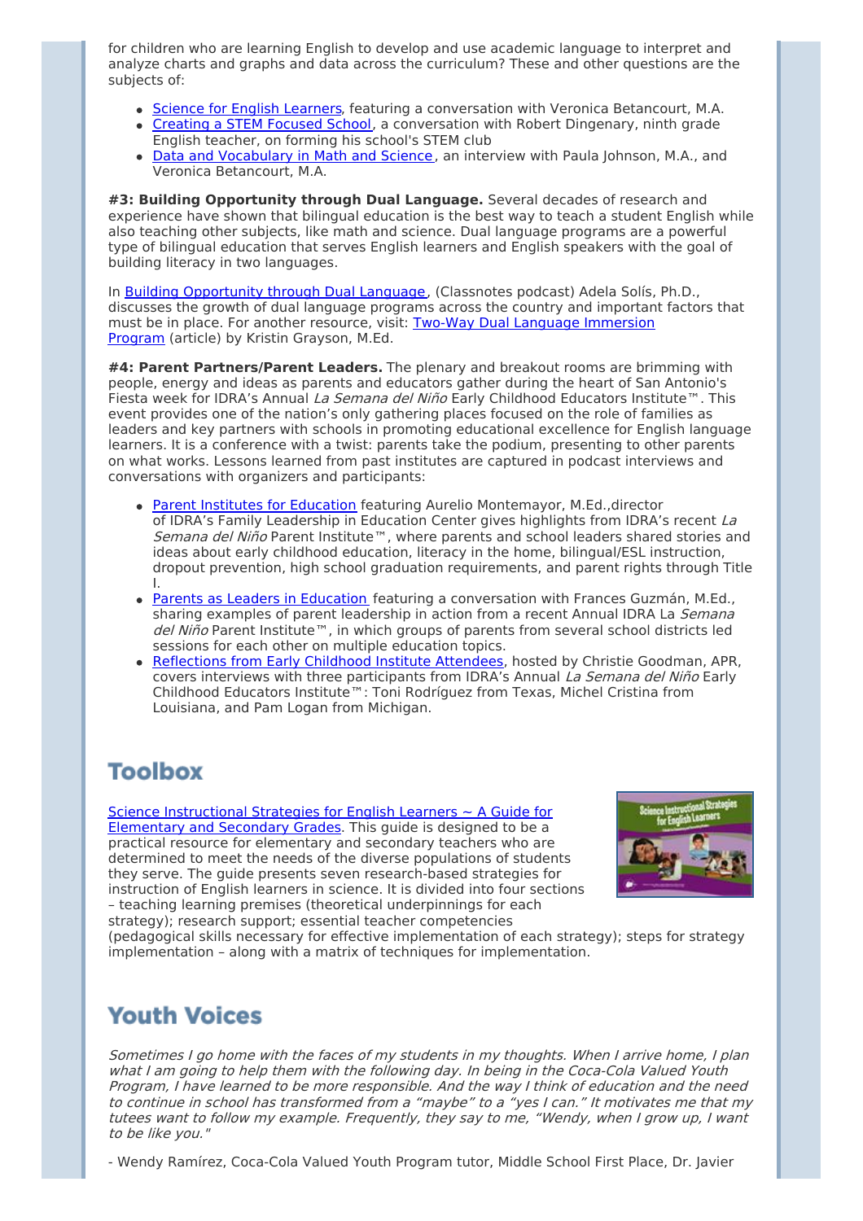for children who are learning English to develop and use academic language to interpret and analyze charts and graphs and data across the curriculum? These and other questions are the subjects of:

- Science for English Learners, featuring a conversation with Veronica Betancourt, M.A.
- Creating a STEM Focused School, a conversation with Robert Dingenary, ninth grade English teacher, on forming his school's STEM club
- Data and Vocabulary in Math and Science, an interview with Paula Johnson, M.A., and Veronica Betancourt, M.A.

**#3: Building Opportunity through Dual Language.** Several decades of research and experience have shown that bilingual education is the best way to teach a student English while also teaching other subjects, like math and science. Dual language programs are a powerful type of bilingual education that serves English learners and English speakers with the goal of building literacy in two languages.

In Building Opportunity through Dual Language, (Classnotes podcast) Adela Solís, Ph.D., discusses the growth of dual language programs across the country and important factors that must be in place. For another resource, visit: Two-Way Dual Language Immersion Program (article) by Kristin Grayson, M.Ed.

**#4: Parent Partners/Parent Leaders.** The plenary and breakout rooms are brimming with people, energy and ideas as parents and educators gather during the heart of San Antonio's Fiesta week for IDRA's Annual *La Semana del Niño* Early Childhood Educators Institute™. This event provides one of the nation's only gathering places focused on the role of families as leaders and key partners with schools in promoting educational excellence for English language learners. It is a conference with a twist: parents take the podium, presenting to other parents on what works. Lessons learned from past institutes are captured in podcast interviews and conversations with organizers and participants:

- Parent Institutes for Education featuring Aurelio Montemayor, M.Ed.,director of IDRA's Family Leadership in Education Center gives highlights from IDRA's recent *La Semana del Niño* Parent Institute™, where parents and school leaders shared stories and ideas about early childhood education, literacy in the home, bilingual/ESL instruction, dropout prevention, high school graduation requirements, and parent rights through Title I.
- Parents as Leaders in Education featuring a conversation with Frances Guzmán, M.Ed., sharing examples of parent leadership in action from a recent Annual IDRA La *Semana del Niño* Parent Institute™, in which groups of parents from several school districts led sessions for each other on multiple education topics.
- Reflections from Early Childhood Institute Attendees, hosted by Christie Goodman, APR, covers interviews with three participants from IDRA's Annual *La Semana del Niño* Early Childhood Educators Institute™: Toni Rodríguez from Texas, Michel Cristina from Louisiana, and Pam Logan from Michigan.

## Toolbox

Science Instructional Strategies for English Learners ~ A Guide for Elementary and Secondary Grades. This guide is designed to be a practical resource for elementary and secondary teachers who are determined to meet the needs of the diverse populations of students they serve. The guide presents seven research-based strategies for instruction of English learners in science. It is divided into four sections – teaching learning premises (theoretical underpinnings for each strategy); research support; essential teacher competencies (pedagogical skills necessary for effective implementation of each strategy); steps for strategy implementation – along with a matrix of techniques for implementation.

## Youth Voices

*Sometimes I go home with the faces of my students in my thoughts. When I arrive home, I plan what I am going to help them with the following day. In being in the Coca-Cola Valued Youth Program, I have learned to be more responsible. And the way I think of education and the need to continue in school has transformed from a "maybe" to a "yes I can." It motivates me that my tutees want to follow my example. Frequently, they say to me, "Wendy, when I grow up, I want to be like you."*

- Wendy Ramírez, Coca-Cola Valued Youth Program tutor, Middle School First Place, Dr. Javier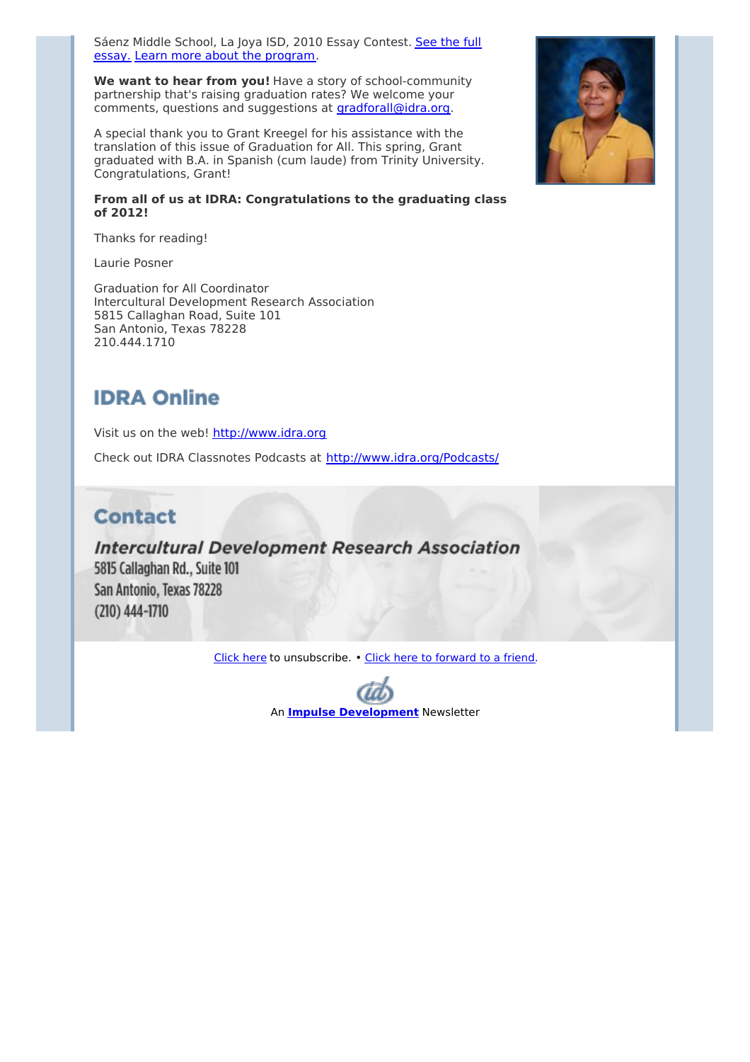Sáenz Middle School, La Joya ISD, 2010 Essay Contest. See the full essay. Learn more about the program.

**We want to hear from you!** Have a story of school-community partnership that's raising graduation rates? We welcome your comments, questions and suggestions at gradforall@idra.org.

A special thank you to Grant Kreegel for his assistance with the translation of this issue of Graduation for All. This spring, Grant graduated with B.A. in Spanish (cum laude) from Trinity University. Congratulations, Grant!

**From all of us at IDRA: Congratulations to the graduating class of 2012!**

Thanks for reading!

Laurie Posner

Graduation for All Coordinator
Intercultural Development Research Association
5815 Callaghan Road, Suite 101
San Antonio, Texas 78228
210.444.1710

## IDRA Online

Visit us on the web! http://www.idra.org

Check out IDRA Classnotes Podcasts at http://www.idra.org/Podcasts/

## Contact

***Intercultural Development Research Association***
5815 Callaghan Rd., Suite 101
San Antonio, Texas 78228
(210) 444-1710

Click here to unsubscribe. • Click here to forward to a friend.

An **Impulse Development** Newsletter